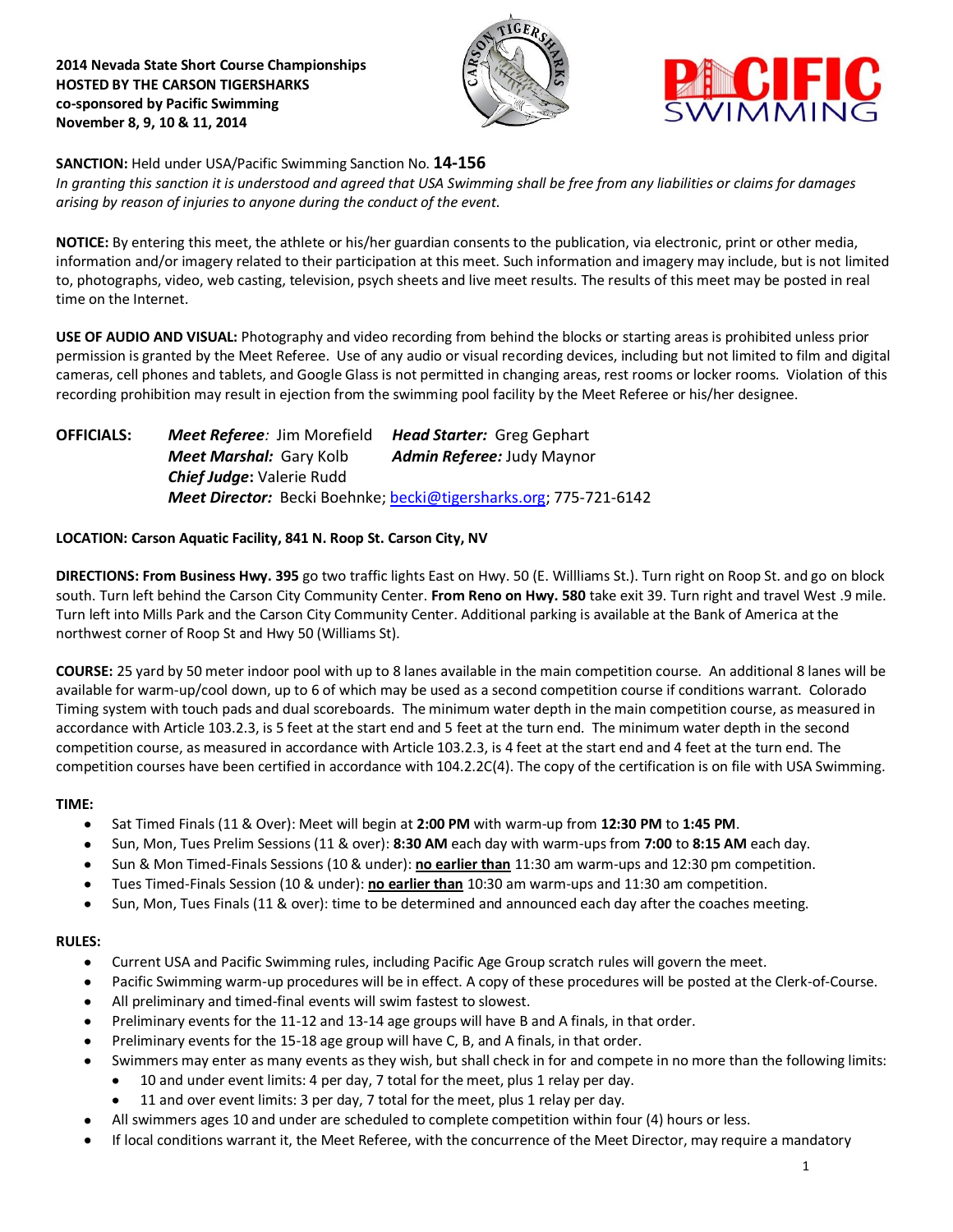**2014 Nevada State Short Course Championships**
**HOSTED BY THE CARSON TIGERSHARKS**
**co-sponsored by Pacific Swimming**
**November 8, 9, 10 & 11, 2014**

**SANCTION:** Held under USA/Pacific Swimming Sanction No. **14-156**
*In granting this sanction it is understood and agreed that USA Swimming shall be free from any liabilities or claims for damages arising by reason of injuries to anyone during the conduct of the event.*

**NOTICE:** By entering this meet, the athlete or his/her guardian consents to the publication, via electronic, print or other media, information and/or imagery related to their participation at this meet. Such information and imagery may include, but is not limited to, photographs, video, web casting, television, psych sheets and live meet results. The results of this meet may be posted in real time on the Internet.

**USE OF AUDIO AND VISUAL:** Photography and video recording from behind the blocks or starting areas is prohibited unless prior permission is granted by the Meet Referee. Use of any audio or visual recording devices, including but not limited to film and digital cameras, cell phones and tablets, and Google Glass is not permitted in changing areas, rest rooms or locker rooms. Violation of this recording prohibition may result in ejection from the swimming pool facility by the Meet Referee or his/her designee.

**OFFICIALS:**
***Meet Referee**: Jim Morefield* — ***Head Starter:*** Greg Gephart
***Meet Marshal:*** Gary Kolb — ***Admin Referee:*** Judy Maynor
***Chief Judge*:** Valerie Rudd
***Meet Director:*** Becki Boehnke; becki@tigersharks.org; 775-721-6142

**LOCATION: Carson Aquatic Facility, 841 N. Roop St. Carson City, NV**

**DIRECTIONS: From Business Hwy. 395** go two traffic lights East on Hwy. 50 (E. Willliams St.). Turn right on Roop St. and go on block south. Turn left behind the Carson City Community Center. **From Reno on Hwy. 580** take exit 39. Turn right and travel West .9 mile. Turn left into Mills Park and the Carson City Community Center. Additional parking is available at the Bank of America at the northwest corner of Roop St and Hwy 50 (Williams St).

**COURSE:** 25 yard by 50 meter indoor pool with up to 8 lanes available in the main competition course. An additional 8 lanes will be available for warm-up/cool down, up to 6 of which may be used as a second competition course if conditions warrant. Colorado Timing system with touch pads and dual scoreboards. The minimum water depth in the main competition course, as measured in accordance with Article 103.2.3, is 5 feet at the start end and 5 feet at the turn end. The minimum water depth in the second competition course, as measured in accordance with Article 103.2.3, is 4 feet at the start end and 4 feet at the turn end. The competition courses have been certified in accordance with 104.2.2C(4). The copy of the certification is on file with USA Swimming.

**TIME:**

- Sat Timed Finals (11 & Over): Meet will begin at **2:00 PM** with warm-up from **12:30 PM** to **1:45 PM**.
- Sun, Mon, Tues Prelim Sessions (11 & over): **8:30 AM** each day with warm-ups from **7:00** to **8:15 AM** each day.
- Sun & Mon Timed-Finals Sessions (10 & under): **no earlier than** 11:30 am warm-ups and 12:30 pm competition.
- Tues Timed-Finals Session (10 & under): **no earlier than** 10:30 am warm-ups and 11:30 am competition.
- Sun, Mon, Tues Finals (11 & over): time to be determined and announced each day after the coaches meeting.

**RULES:**

- Current USA and Pacific Swimming rules, including Pacific Age Group scratch rules will govern the meet.
- Pacific Swimming warm-up procedures will be in effect. A copy of these procedures will be posted at the Clerk-of-Course.
- All preliminary and timed-final events will swim fastest to slowest.
- Preliminary events for the 11-12 and 13-14 age groups will have B and A finals, in that order.
- Preliminary events for the 15-18 age group will have C, B, and A finals, in that order.
- Swimmers may enter as many events as they wish, but shall check in for and compete in no more than the following limits:
  - 10 and under event limits: 4 per day, 7 total for the meet, plus 1 relay per day.
  - 11 and over event limits: 3 per day, 7 total for the meet, plus 1 relay per day.
- All swimmers ages 10 and under are scheduled to complete competition within four (4) hours or less.
- If local conditions warrant it, the Meet Referee, with the concurrence of the Meet Director, may require a mandatory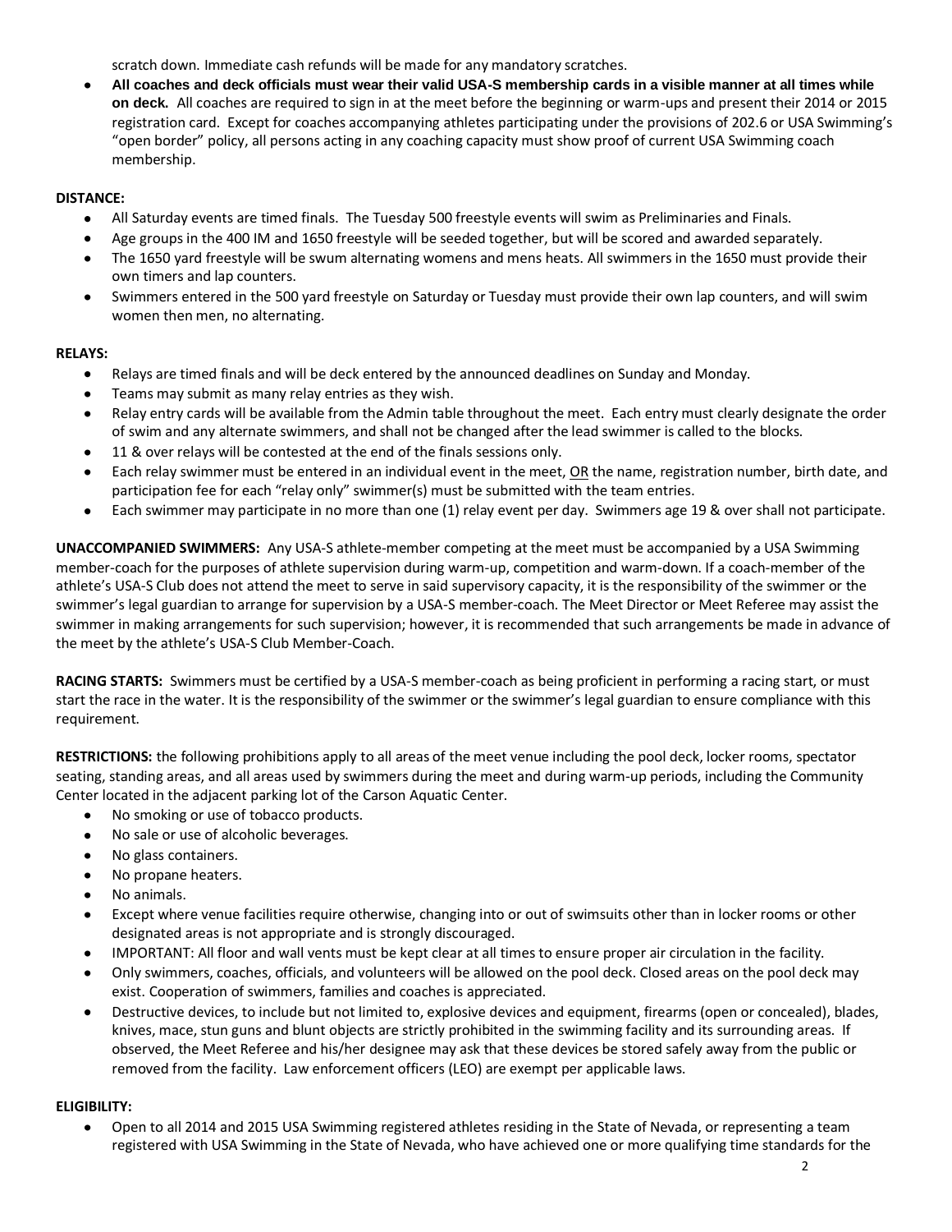scratch down. Immediate cash refunds will be made for any mandatory scratches.

- **All coaches and deck officials must wear their valid USA-S membership cards in a visible manner at all times while on deck.** All coaches are required to sign in at the meet before the beginning or warm-ups and present their 2014 or 2015 registration card. Except for coaches accompanying athletes participating under the provisions of 202.6 or USA Swimming's "open border" policy, all persons acting in any coaching capacity must show proof of current USA Swimming coach membership.

**DISTANCE:**

- All Saturday events are timed finals. The Tuesday 500 freestyle events will swim as Preliminaries and Finals.
- Age groups in the 400 IM and 1650 freestyle will be seeded together, but will be scored and awarded separately.
- The 1650 yard freestyle will be swum alternating womens and mens heats. All swimmers in the 1650 must provide their own timers and lap counters.
- Swimmers entered in the 500 yard freestyle on Saturday or Tuesday must provide their own lap counters, and will swim women then men, no alternating.

**RELAYS:**

- Relays are timed finals and will be deck entered by the announced deadlines on Sunday and Monday.
- Teams may submit as many relay entries as they wish.
- Relay entry cards will be available from the Admin table throughout the meet. Each entry must clearly designate the order of swim and any alternate swimmers, and shall not be changed after the lead swimmer is called to the blocks.
- 11 & over relays will be contested at the end of the finals sessions only.
- Each relay swimmer must be entered in an individual event in the meet, <u>OR</u> the name, registration number, birth date, and participation fee for each "relay only" swimmer(s) must be submitted with the team entries.
- Each swimmer may participate in no more than one (1) relay event per day. Swimmers age 19 & over shall not participate.

**UNACCOMPANIED SWIMMERS:** Any USA-S athlete-member competing at the meet must be accompanied by a USA Swimming member-coach for the purposes of athlete supervision during warm-up, competition and warm-down. If a coach-member of the athlete's USA-S Club does not attend the meet to serve in said supervisory capacity, it is the responsibility of the swimmer or the swimmer's legal guardian to arrange for supervision by a USA-S member-coach. The Meet Director or Meet Referee may assist the swimmer in making arrangements for such supervision; however, it is recommended that such arrangements be made in advance of the meet by the athlete's USA-S Club Member-Coach.

**RACING STARTS:** Swimmers must be certified by a USA-S member-coach as being proficient in performing a racing start, or must start the race in the water. It is the responsibility of the swimmer or the swimmer's legal guardian to ensure compliance with this requirement.

**RESTRICTIONS:** the following prohibitions apply to all areas of the meet venue including the pool deck, locker rooms, spectator seating, standing areas, and all areas used by swimmers during the meet and during warm-up periods, including the Community Center located in the adjacent parking lot of the Carson Aquatic Center.

- No smoking or use of tobacco products.
- No sale or use of alcoholic beverages.
- No glass containers.
- No propane heaters.
- No animals.
- Except where venue facilities require otherwise, changing into or out of swimsuits other than in locker rooms or other designated areas is not appropriate and is strongly discouraged.
- IMPORTANT: All floor and wall vents must be kept clear at all times to ensure proper air circulation in the facility.
- Only swimmers, coaches, officials, and volunteers will be allowed on the pool deck. Closed areas on the pool deck may exist. Cooperation of swimmers, families and coaches is appreciated.
- Destructive devices, to include but not limited to, explosive devices and equipment, firearms (open or concealed), blades, knives, mace, stun guns and blunt objects are strictly prohibited in the swimming facility and its surrounding areas. If observed, the Meet Referee and his/her designee may ask that these devices be stored safely away from the public or removed from the facility. Law enforcement officers (LEO) are exempt per applicable laws.

**ELIGIBILITY:**

- Open to all 2014 and 2015 USA Swimming registered athletes residing in the State of Nevada, or representing a team registered with USA Swimming in the State of Nevada, who have achieved one or more qualifying time standards for the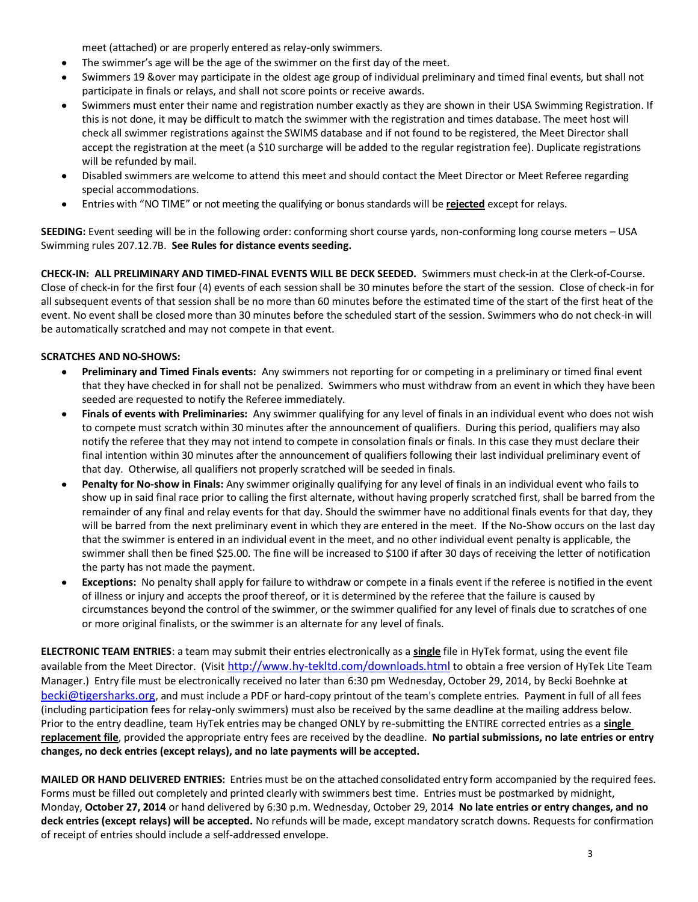meet (attached) or are properly entered as relay-only swimmers.

- The swimmer's age will be the age of the swimmer on the first day of the meet.
- Swimmers 19 &over may participate in the oldest age group of individual preliminary and timed final events, but shall not participate in finals or relays, and shall not score points or receive awards.
- Swimmers must enter their name and registration number exactly as they are shown in their USA Swimming Registration. If this is not done, it may be difficult to match the swimmer with the registration and times database. The meet host will check all swimmer registrations against the SWIMS database and if not found to be registered, the Meet Director shall accept the registration at the meet (a $10 surcharge will be added to the regular registration fee). Duplicate registrations will be refunded by mail.
- Disabled swimmers are welcome to attend this meet and should contact the Meet Director or Meet Referee regarding special accommodations.
- Entries with "NO TIME" or not meeting the qualifying or bonus standards will be **rejected** except for relays.

**SEEDING:** Event seeding will be in the following order: conforming short course yards, non-conforming long course meters – USA Swimming rules 207.12.7B. **See Rules for distance events seeding.**

**CHECK-IN: ALL PRELIMINARY AND TIMED-FINAL EVENTS WILL BE DECK SEEDED.** Swimmers must check-in at the Clerk-of-Course. Close of check-in for the first four (4) events of each session shall be 30 minutes before the start of the session. Close of check-in for all subsequent events of that session shall be no more than 60 minutes before the estimated time of the start of the first heat of the event. No event shall be closed more than 30 minutes before the scheduled start of the session. Swimmers who do not check-in will be automatically scratched and may not compete in that event.

**SCRATCHES AND NO-SHOWS:**

- **Preliminary and Timed Finals events:** Any swimmers not reporting for or competing in a preliminary or timed final event that they have checked in for shall not be penalized. Swimmers who must withdraw from an event in which they have been seeded are requested to notify the Referee immediately.
- **Finals of events with Preliminaries:** Any swimmer qualifying for any level of finals in an individual event who does not wish to compete must scratch within 30 minutes after the announcement of qualifiers. During this period, qualifiers may also notify the referee that they may not intend to compete in consolation finals or finals. In this case they must declare their final intention within 30 minutes after the announcement of qualifiers following their last individual preliminary event of that day. Otherwise, all qualifiers not properly scratched will be seeded in finals.
- **Penalty for No-show in Finals:** Any swimmer originally qualifying for any level of finals in an individual event who fails to show up in said final race prior to calling the first alternate, without having properly scratched first, shall be barred from the remainder of any final and relay events for that day. Should the swimmer have no additional finals events for that day, they will be barred from the next preliminary event in which they are entered in the meet. If the No-Show occurs on the last day that the swimmer is entered in an individual event in the meet, and no other individual event penalty is applicable, the swimmer shall then be fined $25.00. The fine will be increased to $100 if after 30 days of receiving the letter of notification the party has not made the payment.
- **Exceptions:** No penalty shall apply for failure to withdraw or compete in a finals event if the referee is notified in the event of illness or injury and accepts the proof thereof, or it is determined by the referee that the failure is caused by circumstances beyond the control of the swimmer, or the swimmer qualified for any level of finals due to scratches of one or more original finalists, or the swimmer is an alternate for any level of finals.

**ELECTRONIC TEAM ENTRIES**: a team may submit their entries electronically as a **single** file in HyTek format, using the event file available from the Meet Director. (Visit http://www.hy-tekltd.com/downloads.html to obtain a free version of HyTek Lite Team Manager.) Entry file must be electronically received no later than 6:30 pm Wednesday, October 29, 2014, by Becki Boehnke at becki@tigersharks.org, and must include a PDF or hard-copy printout of the team's complete entries. Payment in full of all fees (including participation fees for relay-only swimmers) must also be received by the same deadline at the mailing address below. Prior to the entry deadline, team HyTek entries may be changed ONLY by re-submitting the ENTIRE corrected entries as a **single replacement file**, provided the appropriate entry fees are received by the deadline. **No partial submissions, no late entries or entry changes, no deck entries (except relays), and no late payments will be accepted.**

**MAILED OR HAND DELIVERED ENTRIES:** Entries must be on the attached consolidated entry form accompanied by the required fees. Forms must be filled out completely and printed clearly with swimmers best time. Entries must be postmarked by midnight, Monday, **October 27, 2014** or hand delivered by 6:30 p.m. Wednesday, October 29, 2014 **No late entries or entry changes, and no deck entries (except relays) will be accepted.** No refunds will be made, except mandatory scratch downs. Requests for confirmation of receipt of entries should include a self-addressed envelope.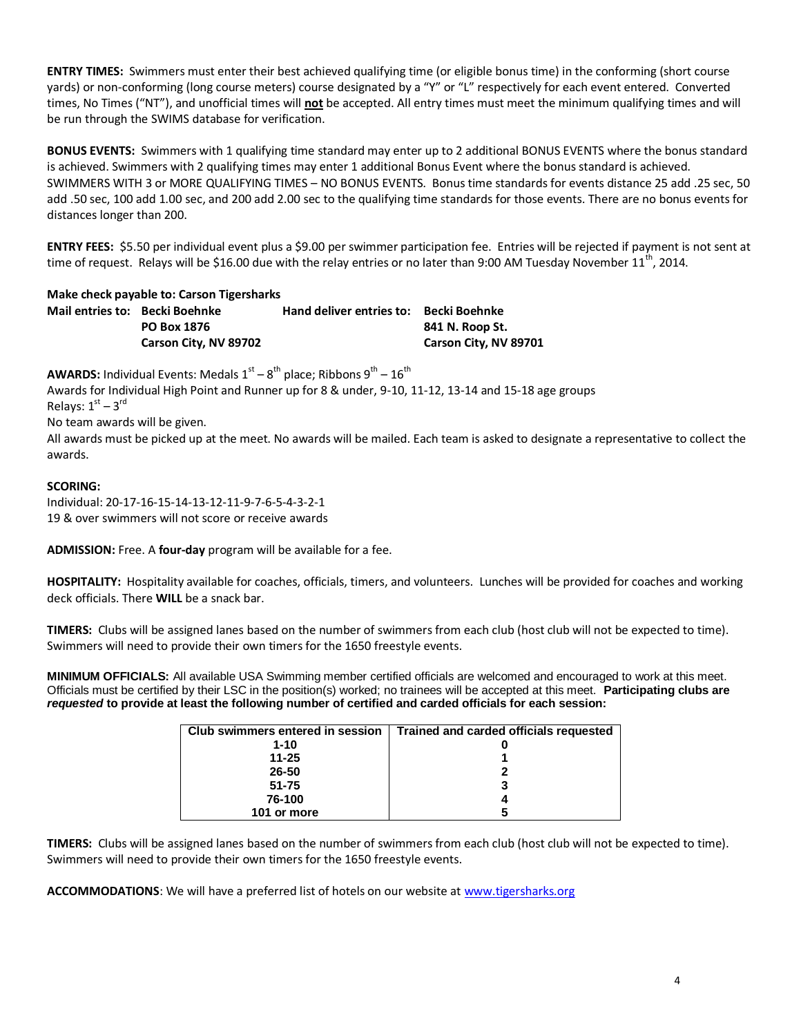**ENTRY TIMES:** Swimmers must enter their best achieved qualifying time (or eligible bonus time) in the conforming (short course yards) or non-conforming (long course meters) course designated by a "Y" or "L" respectively for each event entered. Converted times, No Times ("NT"), and unofficial times will **not** be accepted. All entry times must meet the minimum qualifying times and will be run through the SWIMS database for verification.

**BONUS EVENTS:** Swimmers with 1 qualifying time standard may enter up to 2 additional BONUS EVENTS where the bonus standard is achieved. Swimmers with 2 qualifying times may enter 1 additional Bonus Event where the bonus standard is achieved. SWIMMERS WITH 3 or MORE QUALIFYING TIMES – NO BONUS EVENTS. Bonus time standards for events distance 25 add .25 sec, 50 add .50 sec, 100 add 1.00 sec, and 200 add 2.00 sec to the qualifying time standards for those events. There are no bonus events for distances longer than 200.

**ENTRY FEES:** $5.50 per individual event plus a $9.00 per swimmer participation fee. Entries will be rejected if payment is not sent at time of request. Relays will be $16.00 due with the relay entries or no later than 9:00 AM Tuesday November 11th, 2014.

**Make check payable to: Carson Tigersharks**

**Mail entries to:** **Becki Boehnke**
**PO Box 1876**
**Carson City, NV 89702**

**Hand deliver entries to:** **Becki Boehnke**
**841 N. Roop St.**
**Carson City, NV 89701**

**AWARDS:** Individual Events: Medals 1st – 8th place; Ribbons 9th – 16th
Awards for Individual High Point and Runner up for 8 & under, 9-10, 11-12, 13-14 and 15-18 age groups
Relays: 1st – 3rd
No team awards will be given.
All awards must be picked up at the meet. No awards will be mailed. Each team is asked to designate a representative to collect the awards.

**SCORING:**
Individual: 20-17-16-15-14-13-12-11-9-7-6-5-4-3-2-1
19 & over swimmers will not score or receive awards

**ADMISSION:** Free. A **four-day** program will be available for a fee.

**HOSPITALITY:** Hospitality available for coaches, officials, timers, and volunteers. Lunches will be provided for coaches and working deck officials. There **WILL** be a snack bar.

**TIMERS:** Clubs will be assigned lanes based on the number of swimmers from each club (host club will not be expected to time). Swimmers will need to provide their own timers for the 1650 freestyle events.

**MINIMUM OFFICIALS:** All available USA Swimming member certified officials are welcomed and encouraged to work at this meet. Officials must be certified by their LSC in the position(s) worked; no trainees will be accepted at this meet. **Participating clubs are *requested* to provide at least the following number of certified and carded officials for each session:**

| Club swimmers entered in session | Trained and carded officials requested |
|---|---|
| 1-10 | 0 |
| 11-25 | 1 |
| 26-50 | 2 |
| 51-75 | 3 |
| 76-100 | 4 |
| 101 or more | 5 |

**TIMERS:** Clubs will be assigned lanes based on the number of swimmers from each club (host club will not be expected to time). Swimmers will need to provide their own timers for the 1650 freestyle events.

**ACCOMMODATIONS**: We will have a preferred list of hotels on our website at www.tigersharks.org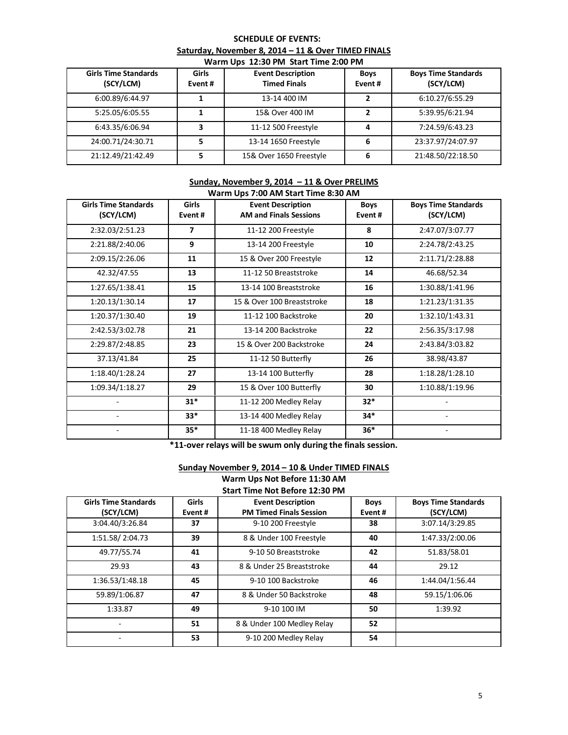**SCHEDULE OF EVENTS:**

**Saturday, November 8, 2014 – 11 & Over TIMED FINALS**

**Warm Ups 12:30 PM Start Time 2:00 PM**

| Girls Time Standards (SCY/LCM) | Girls Event # | Event Description Timed Finals | Boys Event # | Boys Time Standards (SCY/LCM) |
|---|---|---|---|---|
| 6:00.89/6:44.97 | **1** | 13-14 400 IM | **2** | 6:10.27/6:55.29 |
| 5:25.05/6:05.55 | **1** | 15& Over 400 IM | **2** | 5:39.95/6:21.94 |
| 6:43.35/6:06.94 | **3** | 11-12 500 Freestyle | **4** | 7:24.59/6:43.23 |
| 24:00.71/24:30.71 | **5** | 13-14 1650 Freestyle | **6** | 23:37.97/24:07.97 |
| 21:12.49/21:42.49 | **5** | 15& Over 1650 Freestyle | **6** | 21:48.50/22:18.50 |

**Sunday, November 9, 2014 – 11 & Over PRELIMS**

**Warm Ups 7:00 AM Start Time 8:30 AM**

| Girls Time Standards (SCY/LCM) | Girls Event # | Event Description AM and Finals Sessions | Boys Event # | Boys Time Standards (SCY/LCM) |
|---|---|---|---|---|
| 2:32.03/2:51.23 | **7** | 11-12 200 Freestyle | **8** | 2:47.07/3:07.77 |
| 2:21.88/2:40.06 | **9** | 13-14 200 Freestyle | **10** | 2:24.78/2:43.25 |
| 2:09.15/2:26.06 | **11** | 15 & Over 200 Freestyle | **12** | 2:11.71/2:28.88 |
| 42.32/47.55 | **13** | 11-12 50 Breaststroke | **14** | 46.68/52.34 |
| 1:27.65/1:38.41 | **15** | 13-14 100 Breaststroke | **16** | 1:30.88/1:41.96 |
| 1:20.13/1:30.14 | **17** | 15 & Over 100 Breaststroke | **18** | 1:21.23/1:31.35 |
| 1:20.37/1:30.40 | **19** | 11-12 100 Backstroke | **20** | 1:32.10/1:43.31 |
| 2:42.53/3:02.78 | **21** | 13-14 200 Backstroke | **22** | 2:56.35/3:17.98 |
| 2:29.87/2:48.85 | **23** | 15 & Over 200 Backstroke | **24** | 2:43.84/3:03.82 |
| 37.13/41.84 | **25** | 11-12 50 Butterfly | **26** | 38.98/43.87 |
| 1:18.40/1:28.24 | **27** | 13-14 100 Butterfly | **28** | 1:18.28/1:28.10 |
| 1:09.34/1:18.27 | **29** | 15 & Over 100 Butterfly | **30** | 1:10.88/1:19.96 |
| - | **31*** | 11-12 200 Medley Relay | **32*** | - |
| - | **33*** | 13-14 400 Medley Relay | **34*** | - |
| - | **35*** | 11-18 400 Medley Relay | **36*** | - |

**\*11-over relays will be swum only during the finals session.**

**Sunday November 9, 2014 – 10 & Under TIMED FINALS**

**Warm Ups Not Before 11:30 AM**

**Start Time Not Before 12:30 PM**

| Girls Time Standards (SCY/LCM) | Girls Event # | Event Description PM Timed Finals Session | Boys Event # | Boys Time Standards (SCY/LCM) |
|---|---|---|---|---|
| 3:04.40/3:26.84 | **37** | 9-10 200 Freestyle | **38** | 3:07.14/3:29.85 |
| 1:51.58/ 2:04.73 | **39** | 8 & Under 100 Freestyle | **40** | 1:47.33/2:00.06 |
| 49.77/55.74 | **41** | 9-10 50 Breaststroke | **42** | 51.83/58.01 |
| 29.93 | **43** | 8 & Under 25 Breaststroke | **44** | 29.12 |
| 1:36.53/1:48.18 | **45** | 9-10 100 Backstroke | **46** | 1:44.04/1:56.44 |
| 59.89/1:06.87 | **47** | 8 & Under 50 Backstroke | **48** | 59.15/1:06.06 |
| 1:33.87 | **49** | 9-10 100 IM | **50** | 1:39.92 |
| - | **51** | 8 & Under 100 Medley Relay | **52** | |
| - | **53** | 9-10 200 Medley Relay | **54** | |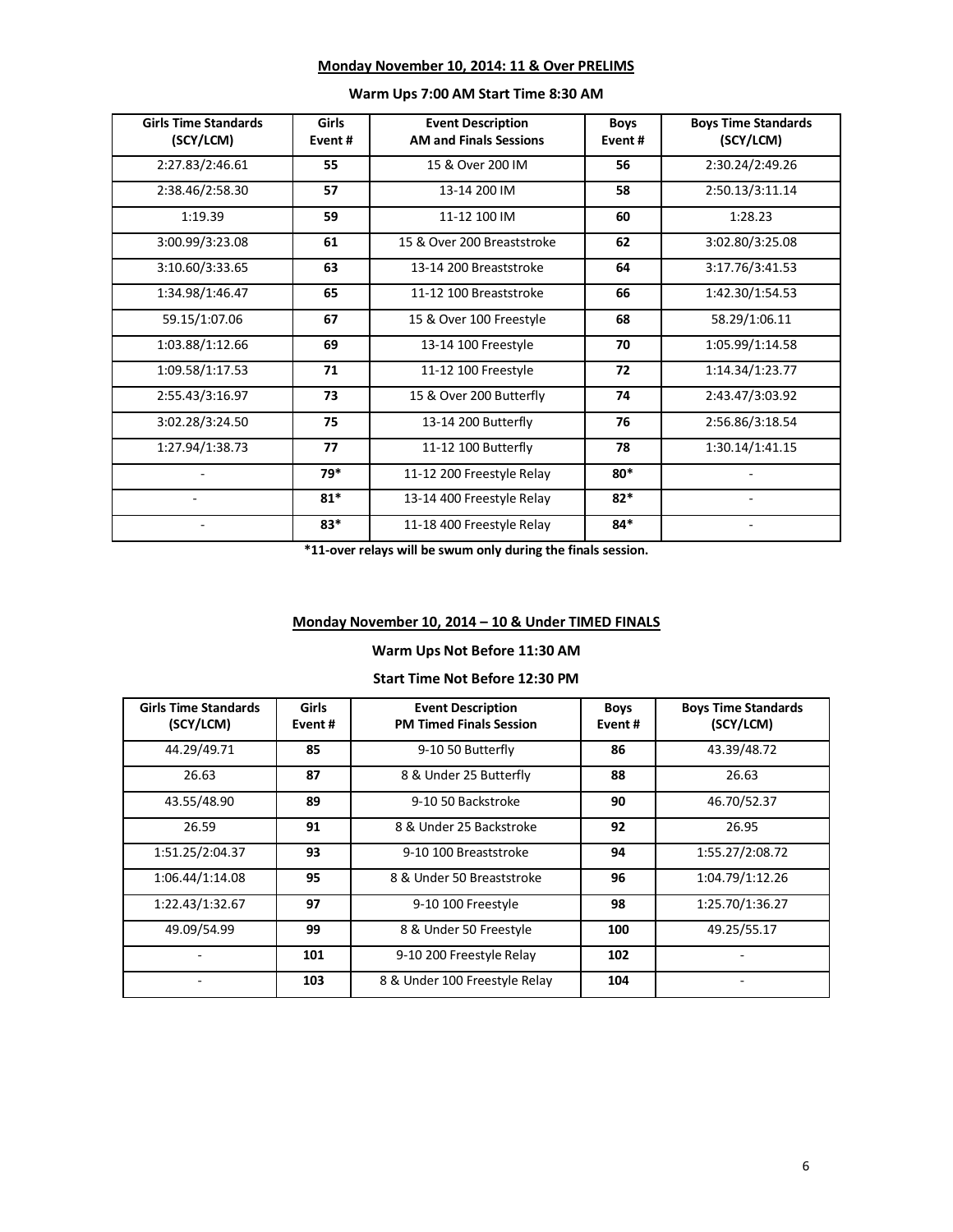**Monday November 10, 2014: 11 & Over PRELIMS**

**Warm Ups 7:00 AM Start Time 8:30 AM**

| Girls Time Standards (SCY/LCM) | Girls Event # | Event Description AM and Finals Sessions | Boys Event # | Boys Time Standards (SCY/LCM) |
|---|---|---|---|---|
| 2:27.83/2:46.61 | **55** | 15 & Over 200 IM | **56** | 2:30.24/2:49.26 |
| 2:38.46/2:58.30 | **57** | 13-14 200 IM | **58** | 2:50.13/3:11.14 |
| 1:19.39 | **59** | 11-12 100 IM | **60** | 1:28.23 |
| 3:00.99/3:23.08 | **61** | 15 & Over 200 Breaststroke | **62** | 3:02.80/3:25.08 |
| 3:10.60/3:33.65 | **63** | 13-14 200 Breaststroke | **64** | 3:17.76/3:41.53 |
| 1:34.98/1:46.47 | **65** | 11-12 100 Breaststroke | **66** | 1:42.30/1:54.53 |
| 59.15/1:07.06 | **67** | 15 & Over 100 Freestyle | **68** | 58.29/1:06.11 |
| 1:03.88/1:12.66 | **69** | 13-14 100 Freestyle | **70** | 1:05.99/1:14.58 |
| 1:09.58/1:17.53 | **71** | 11-12 100 Freestyle | **72** | 1:14.34/1:23.77 |
| 2:55.43/3:16.97 | **73** | 15 & Over 200 Butterfly | **74** | 2:43.47/3:03.92 |
| 3:02.28/3:24.50 | **75** | 13-14 200 Butterfly | **76** | 2:56.86/3:18.54 |
| 1:27.94/1:38.73 | **77** | 11-12 100 Butterfly | **78** | 1:30.14/1:41.15 |
| - | **79*** | 11-12 200 Freestyle Relay | **80*** | - |
| - | **81*** | 13-14 400 Freestyle Relay | **82*** | - |
| - | **83*** | 11-18 400 Freestyle Relay | **84*** | - |

**\*11-over relays will be swum only during the finals session.**

**Monday November 10, 2014 – 10 & Under TIMED FINALS**

**Warm Ups Not Before 11:30 AM**

**Start Time Not Before 12:30 PM**

| Girls Time Standards (SCY/LCM) | Girls Event # | Event Description PM Timed Finals Session | Boys Event # | Boys Time Standards (SCY/LCM) |
|---|---|---|---|---|
| 44.29/49.71 | **85** | 9-10 50 Butterfly | **86** | 43.39/48.72 |
| 26.63 | **87** | 8 & Under 25 Butterfly | **88** | 26.63 |
| 43.55/48.90 | **89** | 9-10 50 Backstroke | **90** | 46.70/52.37 |
| 26.59 | **91** | 8 & Under 25 Backstroke | **92** | 26.95 |
| 1:51.25/2:04.37 | **93** | 9-10 100 Breaststroke | **94** | 1:55.27/2:08.72 |
| 1:06.44/1:14.08 | **95** | 8 & Under 50 Breaststroke | **96** | 1:04.79/1:12.26 |
| 1:22.43/1:32.67 | **97** | 9-10 100 Freestyle | **98** | 1:25.70/1:36.27 |
| 49.09/54.99 | **99** | 8 & Under 50 Freestyle | **100** | 49.25/55.17 |
| - | **101** | 9-10 200 Freestyle Relay | **102** | - |
| - | **103** | 8 & Under 100 Freestyle Relay | **104** | - |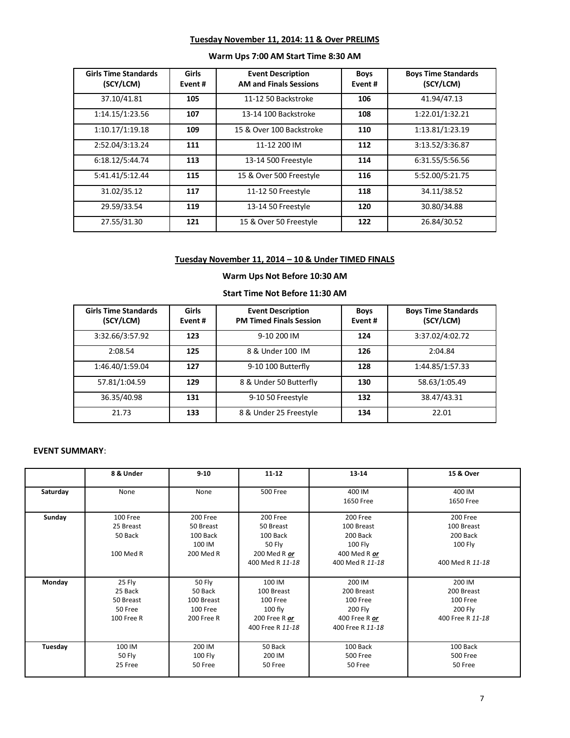**Tuesday November 11, 2014: 11 & Over PRELIMS**

**Warm Ups 7:00 AM Start Time 8:30 AM**

| Girls Time Standards (SCY/LCM) | Girls Event # | Event Description AM and Finals Sessions | Boys Event # | Boys Time Standards (SCY/LCM) |
|---|---|---|---|---|
| 37.10/41.81 | **105** | 11-12 50 Backstroke | **106** | 41.94/47.13 |
| 1:14.15/1:23.56 | **107** | 13-14 100 Backstroke | **108** | 1:22.01/1:32.21 |
| 1:10.17/1:19.18 | **109** | 15 & Over 100 Backstroke | **110** | 1:13.81/1:23.19 |
| 2:52.04/3:13.24 | **111** | 11-12 200 IM | **112** | 3:13.52/3:36.87 |
| 6:18.12/5:44.74 | **113** | 13-14 500 Freestyle | **114** | 6:31.55/5:56.56 |
| 5:41.41/5:12.44 | **115** | 15 & Over 500 Freestyle | **116** | 5:52.00/5:21.75 |
| 31.02/35.12 | **117** | 11-12 50 Freestyle | **118** | 34.11/38.52 |
| 29.59/33.54 | **119** | 13-14 50 Freestyle | **120** | 30.80/34.88 |
| 27.55/31.30 | **121** | 15 & Over 50 Freestyle | **122** | 26.84/30.52 |

**Tuesday November 11, 2014 – 10 & Under TIMED FINALS**

**Warm Ups Not Before 10:30 AM**

**Start Time Not Before 11:30 AM**

| Girls Time Standards (SCY/LCM) | Girls Event # | Event Description PM Timed Finals Session | Boys Event # | Boys Time Standards (SCY/LCM) |
|---|---|---|---|---|
| 3:32.66/3:57.92 | **123** | 9-10 200 IM | **124** | 3:37.02/4:02.72 |
| 2:08.54 | **125** | 8 & Under 100 IM | **126** | 2:04.84 |
| 1:46.40/1:59.04 | **127** | 9-10 100 Butterfly | **128** | 1:44.85/1:57.33 |
| 57.81/1:04.59 | **129** | 8 & Under 50 Butterfly | **130** | 58.63/1:05.49 |
| 36.35/40.98 | **131** | 9-10 50 Freestyle | **132** | 38.47/43.31 |
| 21.73 | **133** | 8 & Under 25 Freestyle | **134** | 22.01 |

**EVENT SUMMARY**:

| | 8 & Under | 9-10 | 11-12 | 13-14 | 15 & Over |
|---|---|---|---|---|---|
| **Saturday** | None | None | 500 Free | 400 IM<br>1650 Free | 400 IM<br>1650 Free |
| **Sunday** | 100 Free<br>25 Breast<br>50 Back<br><br>100 Med R | 200 Free<br>50 Breast<br>100 Back<br>100 IM<br>200 Med R | 200 Free<br>50 Breast<br>100 Back<br>50 Fly<br>200 Med R ***or***<br>400 Med R *11-18* | 200 Free<br>100 Breast<br>200 Back<br>100 Fly<br>400 Med R ***or***<br>400 Med R *11-18* | 200 Free<br>100 Breast<br>200 Back<br>100 Fly<br><br>400 Med R *11-18* |
| **Monday** | 25 Fly<br>25 Back<br>50 Breast<br>50 Free<br>100 Free R | 50 Fly<br>50 Back<br>100 Breast<br>100 Free<br>200 Free R | 100 IM<br>100 Breast<br>100 Free<br>100 fly<br>200 Free R ***or***<br>400 Free R *11-18* | 200 IM<br>200 Breast<br>100 Free<br>200 Fly<br>400 Free R ***or***<br>400 Free R *11-18* | 200 IM<br>200 Breast<br>100 Free<br>200 Fly<br>400 Free R *11-18* |
| **Tuesday** | 100 IM<br>50 Fly<br>25 Free | 200 IM<br>100 Fly<br>50 Free | 50 Back<br>200 IM<br>50 Free | 100 Back<br>500 Free<br>50 Free | 100 Back<br>500 Free<br>50 Free |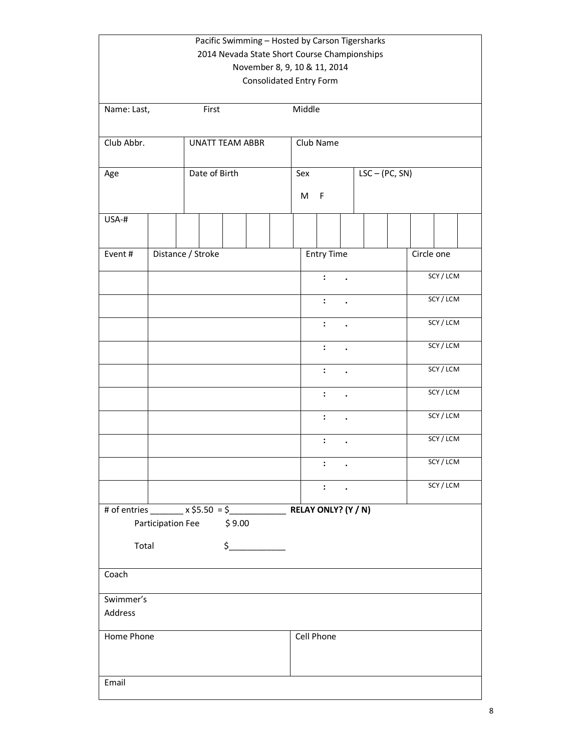Pacific Swimming – Hosted by Carson Tigersharks
2014 Nevada State Short Course Championships
November 8, 9, 10 & 11, 2014
Consolidated Entry Form

| Name: Last, | First | Middle | |
|---|---|---|---|
| Club Abbr. | UNATT TEAM ABBR | Club Name | |
| Age | Date of Birth | Sex<br>M F | LSC – (PC, SN) |

| USA-# | | | | | | | | | | | | | | |
|---|---|---|---|---|---|---|---|---|---|---|---|---|---|---|

| Event # | Distance / Stroke | Entry Time | Circle one |
|---|---|---|---|
| | | : . | SCY / LCM |
| | | : . | SCY / LCM |
| | | : . | SCY / LCM |
| | | : . | SCY / LCM |
| | | : . | SCY / LCM |
| | | : . | SCY / LCM |
| | | : . | SCY / LCM |
| | | : . | SCY / LCM |
| | | : . | SCY / LCM |
| | | : . | SCY / LCM |

# of entries _______ x $5.50 = $____________ **RELAY ONLY? (Y / N)**

Participation Fee $ 9.00

Total $____________

| | |
|---|---|
| Coach | |
| Swimmer's Address | |
| Home Phone | Cell Phone |
| Email | |